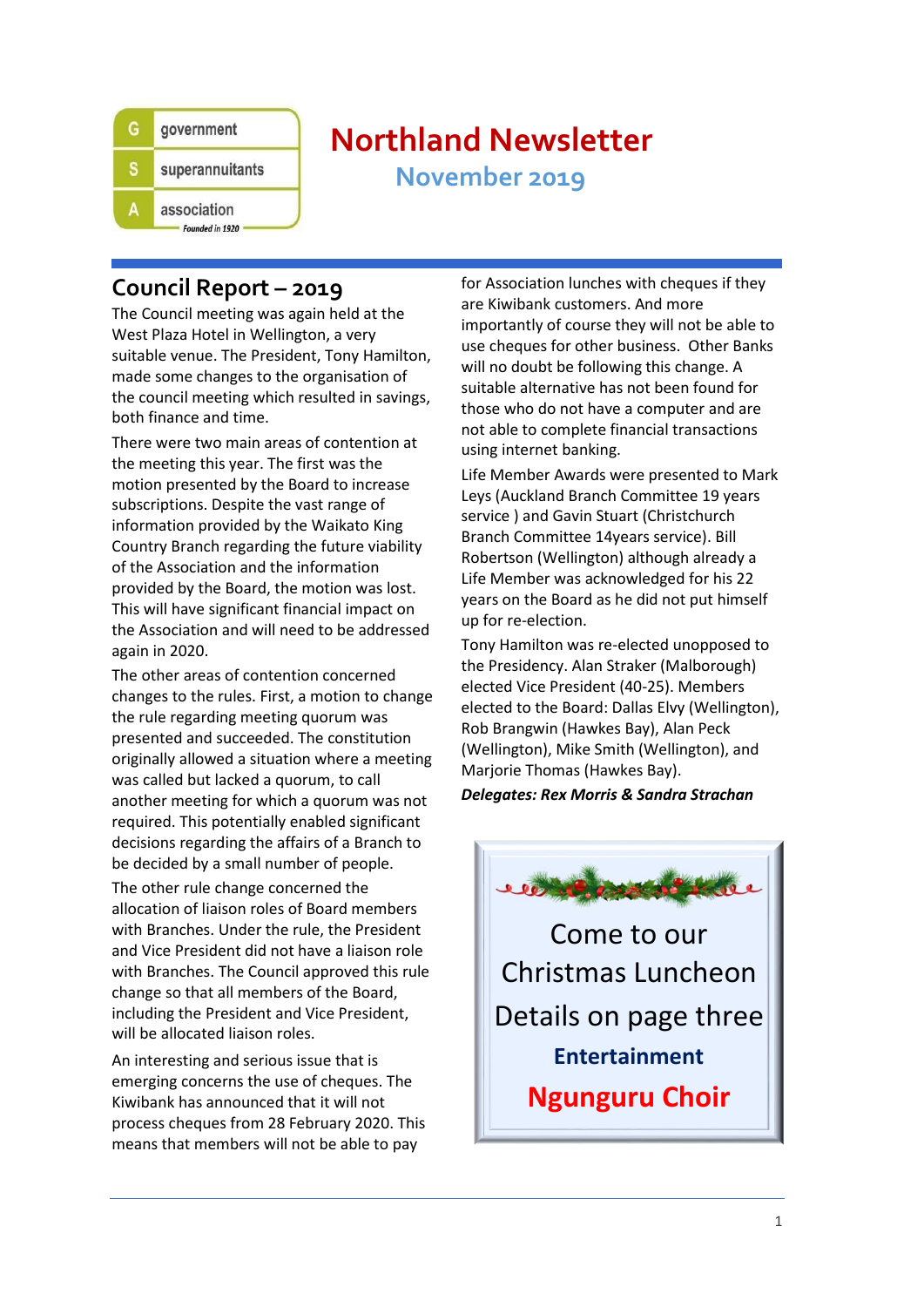government superannuitants association
Founded in 1920

# Northland Newsletter

## November 2019

## Council Report – 2019

The Council meeting was again held at the West Plaza Hotel in Wellington, a very suitable venue. The President, Tony Hamilton, made some changes to the organisation of the council meeting which resulted in savings, both finance and time.

There were two main areas of contention at the meeting this year. The first was the motion presented by the Board to increase subscriptions. Despite the vast range of information provided by the Waikato King Country Branch regarding the future viability of the Association and the information provided by the Board, the motion was lost. This will have significant financial impact on the Association and will need to be addressed again in 2020.

The other areas of contention concerned changes to the rules. First, a motion to change the rule regarding meeting quorum was presented and succeeded. The constitution originally allowed a situation where a meeting was called but lacked a quorum, to call another meeting for which a quorum was not required. This potentially enabled significant decisions regarding the affairs of a Branch to be decided by a small number of people.

The other rule change concerned the allocation of liaison roles of Board members with Branches. Under the rule, the President and Vice President did not have a liaison role with Branches. The Council approved this rule change so that all members of the Board, including the President and Vice President, will be allocated liaison roles.

An interesting and serious issue that is emerging concerns the use of cheques. The Kiwibank has announced that it will not process cheques from 28 February 2020. This means that members will not be able to pay for Association lunches with cheques if they are Kiwibank customers. And more importantly of course they will not be able to use cheques for other business. Other Banks will no doubt be following this change. A suitable alternative has not been found for those who do not have a computer and are not able to complete financial transactions using internet banking.

Life Member Awards were presented to Mark Leys (Auckland Branch Committee 19 years service ) and Gavin Stuart (Christchurch Branch Committee 14years service). Bill Robertson (Wellington) although already a Life Member was acknowledged for his 22 years on the Board as he did not put himself up for re-election.

Tony Hamilton was re-elected unopposed to the Presidency. Alan Straker (Malborough) elected Vice President (40-25). Members elected to the Board: Dallas Elvy (Wellington), Rob Brangwin (Hawkes Bay), Alan Peck (Wellington), Mike Smith (Wellington), and Marjorie Thomas (Hawkes Bay).

***Delegates: Rex Morris & Sandra Strachan***

Come to our Christmas Luncheon

Details on page three

**Entertainment**

**Ngunguru Choir**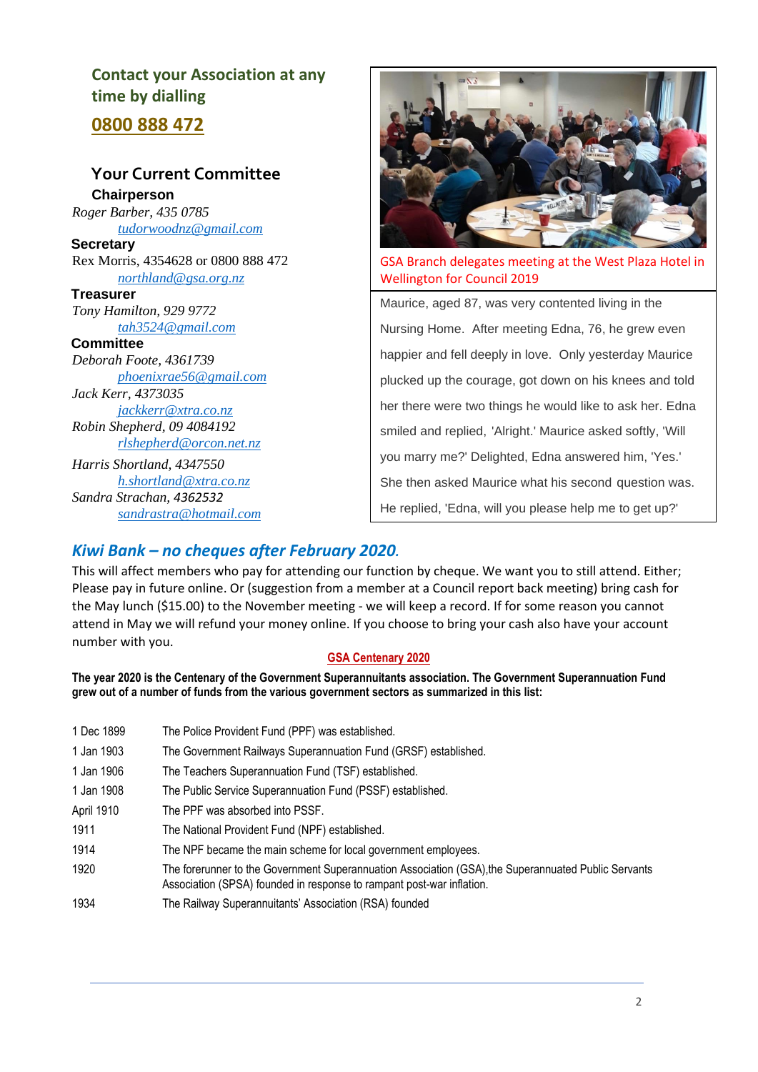## Contact your Association at any time by dialling

**0800 888 472**

### Your Current Committee

**Chairperson**

*Roger Barber, 435 0785*
tudorwoodnz@gmail.com

**Secretary**

Rex Morris, 4354628 or 0800 888 472
northland@gsa.org.nz

**Treasurer**

*Tony Hamilton, 929 9772*
tah3524@gmail.com

**Committee**

*Deborah Foote, 4361739*
phoenixrae56@gmail.com

*Jack Kerr, 4373035*
jackkerr@xtra.co.nz

*Robin Shepherd, 09 4084192*
rlshepherd@orcon.net.nz

*Harris Shortland, 4347550*
h.shortland@xtra.co.nz

*Sandra Strachan, 4362532*
sandrastra@hotmail.com

GSA Branch delegates meeting at the West Plaza Hotel in Wellington for Council 2019

Maurice, aged 87, was very contented living in the Nursing Home. After meeting Edna, 76, he grew even happier and fell deeply in love. Only yesterday Maurice plucked up the courage, got down on his knees and told her there were two things he would like to ask her. Edna smiled and replied, 'Alright.' Maurice asked softly, 'Will you marry me?' Delighted, Edna answered him, 'Yes.' She then asked Maurice what his second question was. He replied, 'Edna, will you please help me to get up?'

## *Kiwi Bank – no cheques after February 2020.*

This will affect members who pay for attending our function by cheque. We want you to still attend. Either; Please pay in future online. Or (suggestion from a member at a Council report back meeting) bring cash for the May lunch ($15.00) to the November meeting - we will keep a record. If for some reason you cannot attend in May we will refund your money online. If you choose to bring your cash also have your account number with you.

### GSA Centenary 2020

**The year 2020 is the Centenary of the Government Superannuitants association. The Government Superannuation Fund grew out of a number of funds from the various government sectors as summarized in this list:**

| | |
|---|---|
| 1 Dec 1899 | The Police Provident Fund (PPF) was established. |
| 1 Jan 1903 | The Government Railways Superannuation Fund (GRSF) established. |
| 1 Jan 1906 | The Teachers Superannuation Fund (TSF) established. |
| 1 Jan 1908 | The Public Service Superannuation Fund (PSSF) established. |
| April 1910 | The PPF was absorbed into PSSF. |
| 1911 | The National Provident Fund (NPF) established. |
| 1914 | The NPF became the main scheme for local government employees. |
| 1920 | The forerunner to the Government Superannuation Association (GSA),the Superannuated Public Servants Association (SPSA) founded in response to rampant post-war inflation. |
| 1934 | The Railway Superannuitants' Association (RSA) founded |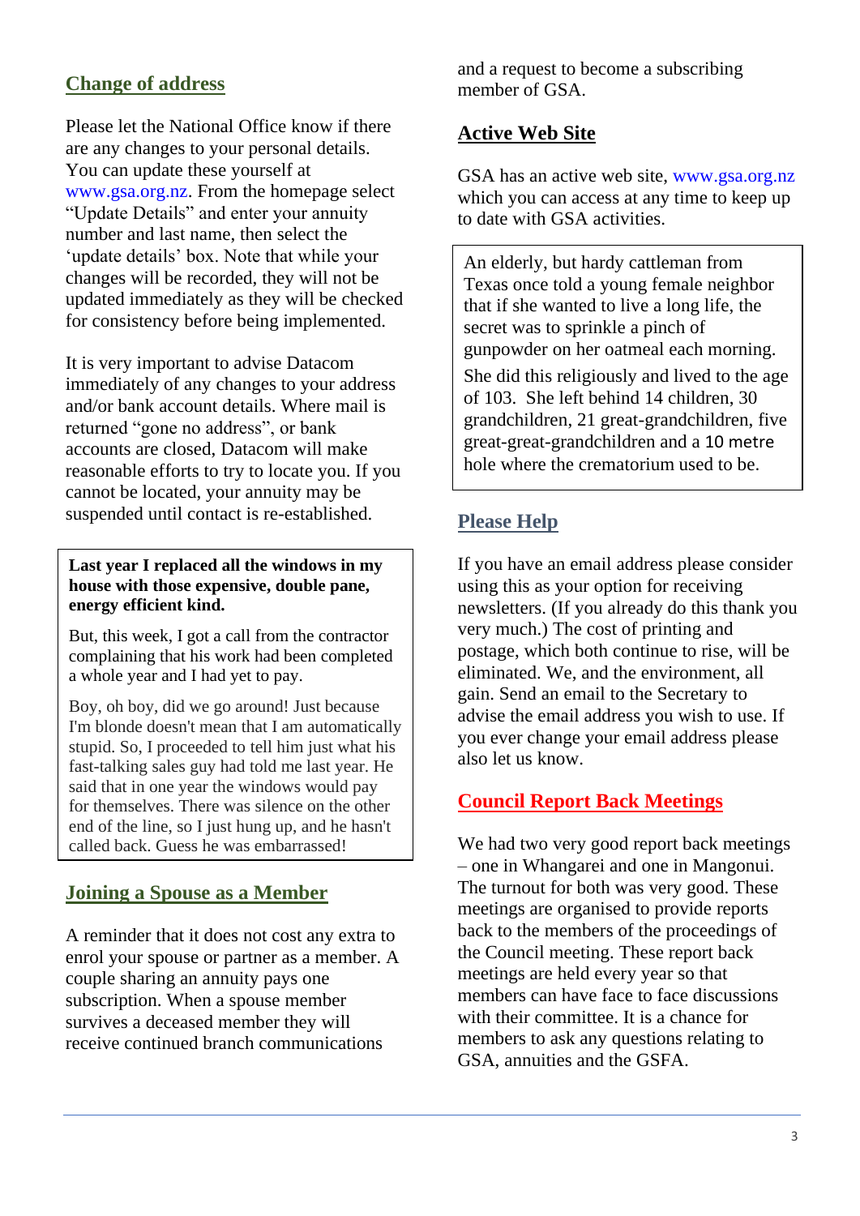## Change of address

Please let the National Office know if there are any changes to your personal details. You can update these yourself at www.gsa.org.nz. From the homepage select "Update Details" and enter your annuity number and last name, then select the 'update details' box. Note that while your changes will be recorded, they will not be updated immediately as they will be checked for consistency before being implemented.

It is very important to advise Datacom immediately of any changes to your address and/or bank account details. Where mail is returned "gone no address", or bank accounts are closed, Datacom will make reasonable efforts to try to locate you. If you cannot be located, your annuity may be suspended until contact is re-established.

**Last year I replaced all the windows in my house with those expensive, double pane, energy efficient kind.**

But, this week, I got a call from the contractor complaining that his work had been completed a whole year and I had yet to pay.

Boy, oh boy, did we go around! Just because I'm blonde doesn't mean that I am automatically stupid. So, I proceeded to tell him just what his fast-talking sales guy had told me last year. He said that in one year the windows would pay for themselves. There was silence on the other end of the line, so I just hung up, and he hasn't called back. Guess he was embarrassed!

## Joining a Spouse as a Member

A reminder that it does not cost any extra to enrol your spouse or partner as a member. A couple sharing an annuity pays one subscription. When a spouse member survives a deceased member they will receive continued branch communications and a request to become a subscribing member of GSA.

## Active Web Site

GSA has an active web site, www.gsa.org.nz which you can access at any time to keep up to date with GSA activities.

An elderly, but hardy cattleman from Texas once told a young female neighbor that if she wanted to live a long life, the secret was to sprinkle a pinch of gunpowder on her oatmeal each morning.

She did this religiously and lived to the age of 103. She left behind 14 children, 30 grandchildren, 21 great-grandchildren, five great-great-grandchildren and a 10 metre hole where the crematorium used to be.

## Please Help

If you have an email address please consider using this as your option for receiving newsletters. (If you already do this thank you very much.) The cost of printing and postage, which both continue to rise, will be eliminated. We, and the environment, all gain. Send an email to the Secretary to advise the email address you wish to use. If you ever change your email address please also let us know.

## Council Report Back Meetings

We had two very good report back meetings – one in Whangarei and one in Mangonui. The turnout for both was very good. These meetings are organised to provide reports back to the members of the proceedings of the Council meeting. These report back meetings are held every year so that members can have face to face discussions with their committee. It is a chance for members to ask any questions relating to GSA, annuities and the GSFA.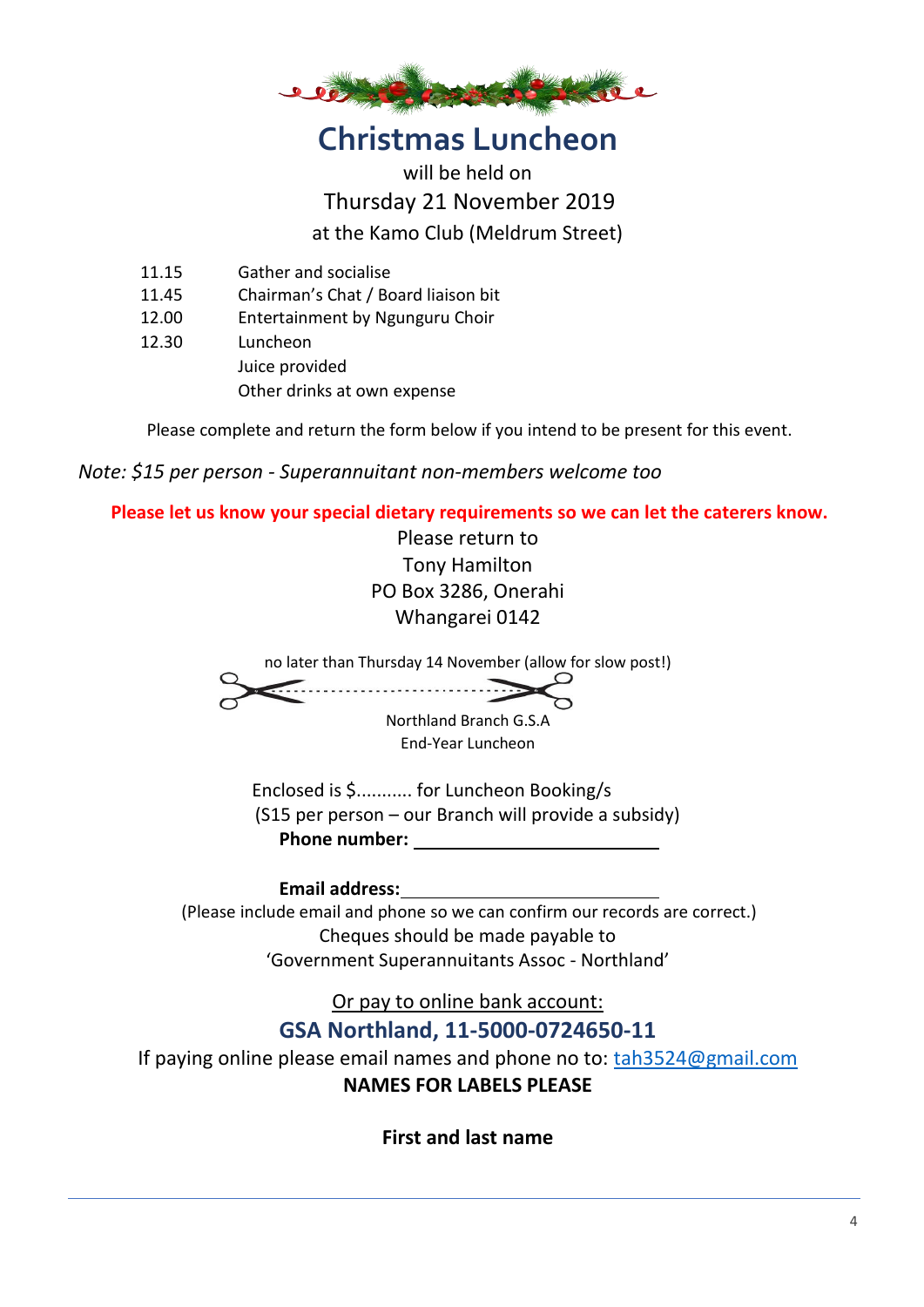# Christmas Luncheon

will be held on

Thursday 21 November 2019

at the Kamo Club (Meldrum Street)

| | |
|---|---|
| 11.15 | Gather and socialise |
| 11.45 | Chairman's Chat / Board liaison bit |
| 12.00 | Entertainment by Ngunguru Choir |
| 12.30 | Luncheon |
| | Juice provided |
| | Other drinks at own expense |

Please complete and return the form below if you intend to be present for this event.

*Note: $15 per person - Superannuitant non-members welcome too*

**Please let us know your special dietary requirements so we can let the caterers know.**

Please return to
Tony Hamilton
PO Box 3286, Onerahi
Whangarei 0142

no later than Thursday 14 November (allow for slow post!)

---

Northland Branch G.S.A
End-Year Luncheon

Enclosed is $........... for Luncheon Booking/s
(S15 per person – our Branch will provide a subsidy)

**Phone number:** ____________________________

**Email address:** ____________________________

(Please include email and phone so we can confirm our records are correct.)

Cheques should be made payable to
'Government Superannuitants Assoc - Northland'

Or pay to online bank account:

**GSA Northland, 11-5000-0724650-11**

If paying online please email names and phone no to: tah3524@gmail.com

**NAMES FOR LABELS PLEASE**

**First and last name**